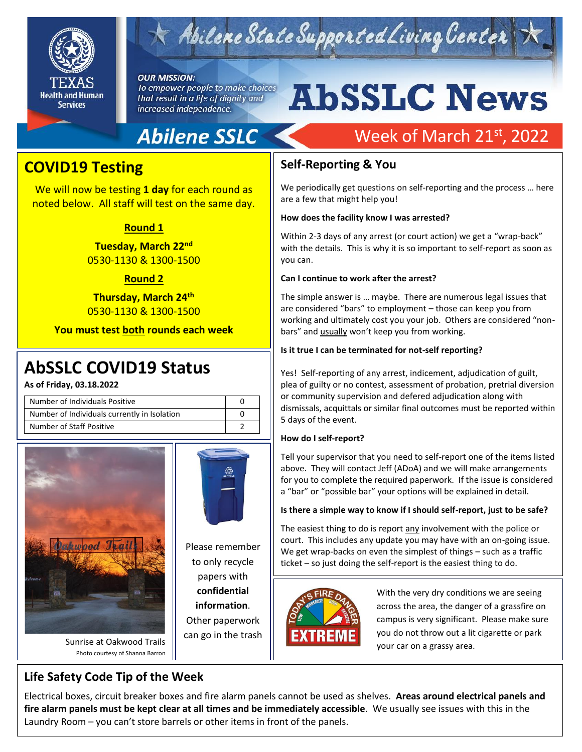# Abilene State Supported Living Center

TEXAS Health and Human Services

*OUR MISSION: To empower people to make choices that result in a life of dignity and increased independence.*

# AbSSLC News

**Abilene SSLC** — Week of March 21st, 2022

## COVID19 Testing

We will now be testing **1 day** for each round as noted below. All staff will test on the same day.

**Round 1**

**Tuesday, March 22nd**
0530-1130 & 1300-1500

**Round 2**

**Thursday, March 24th**
0530-1130 & 1300-1500

**You must test both rounds each week**

## AbSSLC COVID19 Status

**As of Friday, 03.18.2022**

| | |
|---|---|
| Number of Individuals Positive | 0 |
| Number of Individuals currently in Isolation | 0 |
| Number of Staff Positive | 2 |

Sunrise at Oakwood Trails
Photo courtesy of Shanna Barron

Please remember to only recycle papers with **confidential information**. Other paperwork can go in the trash

## Self-Reporting & You

We periodically get questions on self-reporting and the process … here are a few that might help you!

**How does the facility know I was arrested?**

Within 2-3 days of any arrest (or court action) we get a "wrap-back" with the details. This is why it is so important to self-report as soon as you can.

**Can I continue to work after the arrest?**

The simple answer is … maybe. There are numerous legal issues that are considered "bars" to employment – those can keep you from working and ultimately cost you your job. Others are considered "non-bars" and usually won't keep you from working.

**Is it true I can be terminated for not-self reporting?**

Yes! Self-reporting of any arrest, indicement, adjudication of guilt, plea of guilty or no contest, assessment of probation, pretrial diversion or community supervision and defered adjudication along with dismissals, acquittals or similar final outcomes must be reported within 5 days of the event.

**How do I self-report?**

Tell your supervisor that you need to self-report one of the items listed above. They will contact Jeff (ADoA) and we will make arrangements for you to complete the required paperwork. If the issue is considered a "bar" or "possible bar" your options will be explained in detail.

**Is there a simple way to know if I should self-report, just to be safe?**

The easiest thing to do is report any involvement with the police or court. This includes any update you may have with an on-going issue. We get wrap-backs on even the simplest of things – such as a traffic ticket – so just doing the self-report is the easiest thing to do.

TODAY'S FIRE DANGER: EXTREME

With the very dry conditions we are seeing across the area, the danger of a grassfire on campus is very significant. Please make sure you do not throw out a lit cigarette or park your car on a grassy area.

## Life Safety Code Tip of the Week

Electrical boxes, circuit breaker boxes and fire alarm panels cannot be used as shelves. **Areas around electrical panels and fire alarm panels must be kept clear at all times and be immediately accessible**. We usually see issues with this in the Laundry Room – you can't store barrels or other items in front of the panels.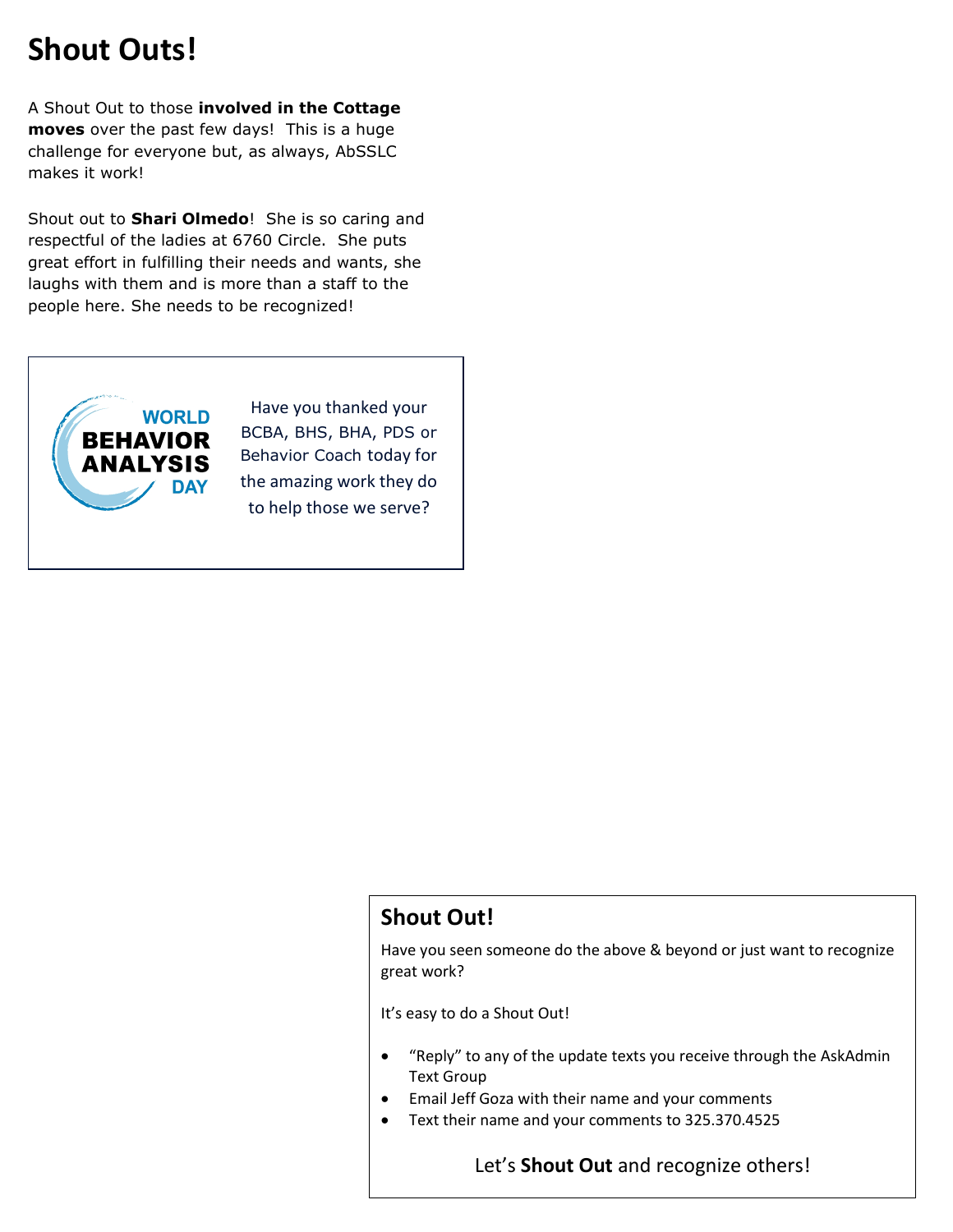# Shout Outs!

A Shout Out to those **involved in the Cottage moves** over the past few days! This is a huge challenge for everyone but, as always, AbSSLC makes it work!

Shout out to **Shari Olmedo**! She is so caring and respectful of the ladies at 6760 Circle. She puts great effort in fulfilling their needs and wants, she laughs with them and is more than a staff to the people here. She needs to be recognized!

WORLD BEHAVIOR ANALYSIS DAY

Have you thanked your BCBA, BHS, BHA, PDS or Behavior Coach today for the amazing work they do to help those we serve?

## Shout Out!

Have you seen someone do the above & beyond or just want to recognize great work?

It's easy to do a Shout Out!

- "Reply" to any of the update texts you receive through the AskAdmin Text Group
- Email Jeff Goza with their name and your comments
- Text their name and your comments to 325.370.4525

Let's **Shout Out** and recognize others!